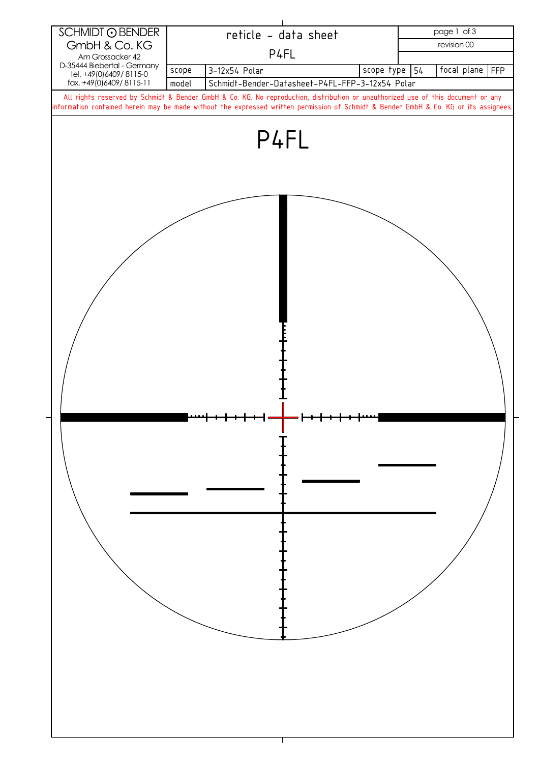| SCHMIDT ⊙ BENDER GmbH & Co. KG Am Grossacker 42 D-35444 Biebertal - Germany tel. +49(0)6409/ 8115-0 fax. +49(0)6409/ 8115-11 | reticle - data sheet P4FL | | | | page 1 of 3 | |
|---|---|---|---|---|---|---|
| | | | | | revision 00 | |
| scope | 3-12x54 Polar | scope type | 54 | focal plane | FFP | |
| model | Schmidt-Bender-Datasheet-P4FL-FFP-3-12x54 Polar | | | | | |

All rights reserved by Schmidt & Bender GmbH & Co. KG. No reproduction, distribution or unauthorized use of this document or any information contained herein may be made without the expressed written permission of Schmidt & Bender GmbH & Co. KG or its assignees.

# P4FL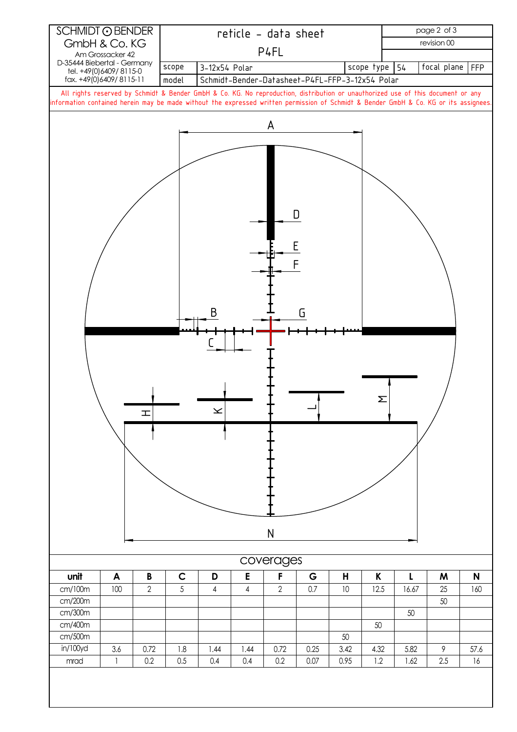| SCHMIDT ⊙ BENDER GmbH & Co. KG Am Grossacker 42 D-35444 Biebertal - Germany tel. +49(0)6409/ 8115-0 fax. +49(0)6409/ 8115-11 | reticle - data sheet P4FL | | | | | revision 00 |
|---|---|---|---|---|---|---|
| | scope | 3-12x54 Polar | scope type | 54 | focal plane | FFP |
| | model | Schmidt-Bender-Datasheet-P4FL-FFP-3-12x54 Polar | | | | |

All rights reserved by Schmidt & Bender GmbH & Co. KG. No reproduction, distribution or unauthorized use of this document or any information contained herein may be made without the expressed written permission of Schmidt & Bender GmbH & Co. KG or its assignees.

A D E F B G C H K L M N

## coverages

| unit | A | B | C | D | E | F | G | H | K | L | M | N |
|---|---|---|---|---|---|---|---|---|---|---|---|---|
| cm/100m | 100 | 2 | 5 | 4 | 4 | 2 | 0.7 | 10 | 12.5 | 16.67 | 25 | 160 |
| cm/200m | | | | | | | | | | | 50 | |
| cm/300m | | | | | | | | | | 50 | | |
| cm/400m | | | | | | | | | 50 | | | |
| cm/500m | | | | | | | | 50 | | | | |
| in/100yd | 3.6 | 0.72 | 1.8 | 1.44 | 1.44 | 0.72 | 0.25 | 3.42 | 4.32 | 5.82 | 9 | 57.6 |
| mrad | 1 | 0.2 | 0.5 | 0.4 | 0.4 | 0.2 | 0.07 | 0.95 | 1.2 | 1.62 | 2.5 | 16 |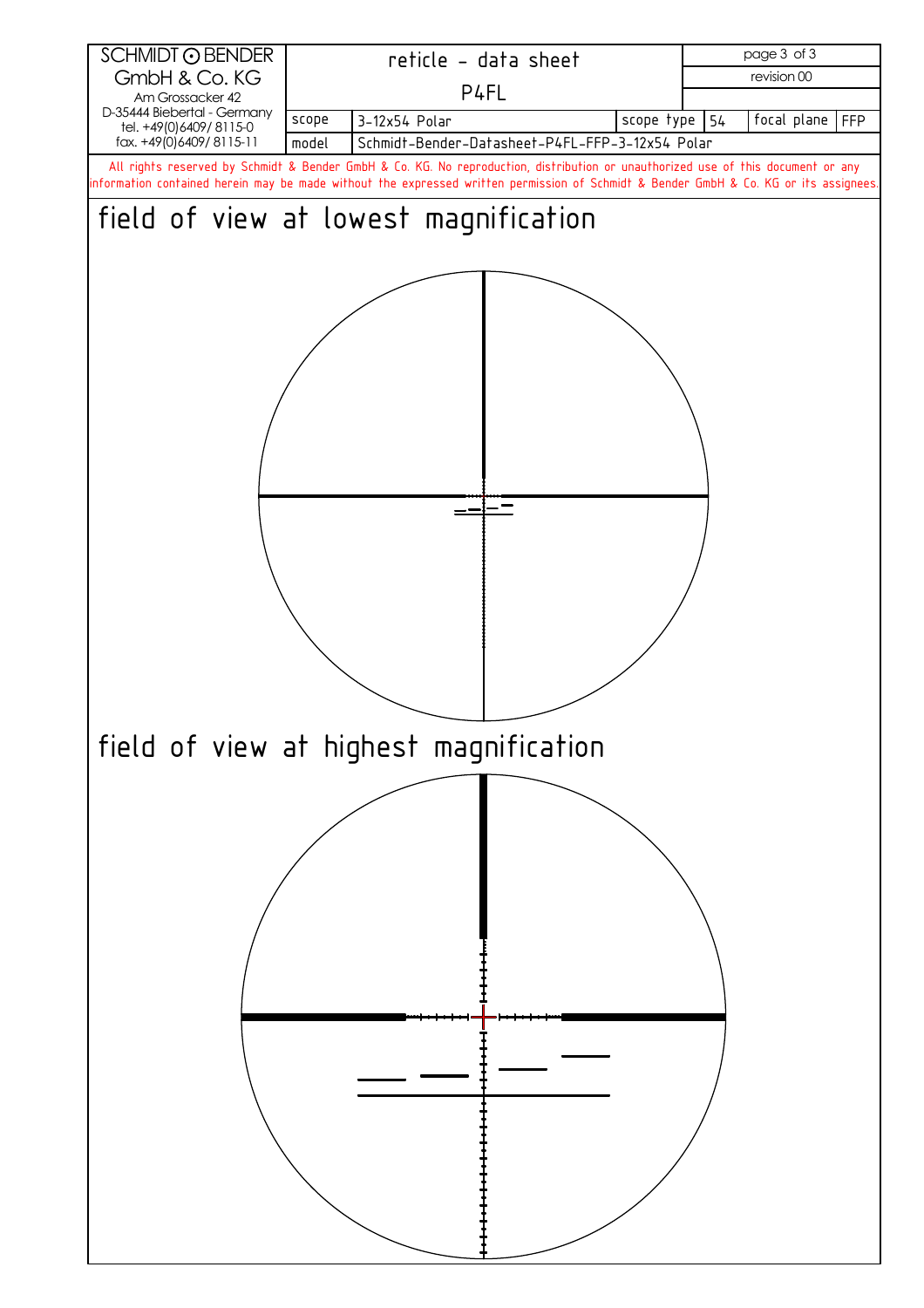| SCHMIDT ⊙ BENDER GmbH & Co. KG<br>Am Grossacker 42<br>D-35444 Biebertal - Germany<br>tel. +49(0)6409/ 8115-0<br>fax. +49(0)6409/ 8115-11 | reticle - data sheet<br>P4FL | | | | revision 00 |
|---|---|---|---|---|---|
| scope | 3-12x54 Polar | scope type | 54 | focal plane | FFP |
| model | Schmidt-Bender-Datasheet-P4FL-FFP-3-12x54 Polar | | | | |

All rights reserved by Schmidt & Bender GmbH & Co. KG. No reproduction, distribution or unauthorized use of this document or any information contained herein may be made without the expressed written permission of Schmidt & Bender GmbH & Co. KG or its assignees.

# field of view at lowest magnification

# field of view at highest magnification